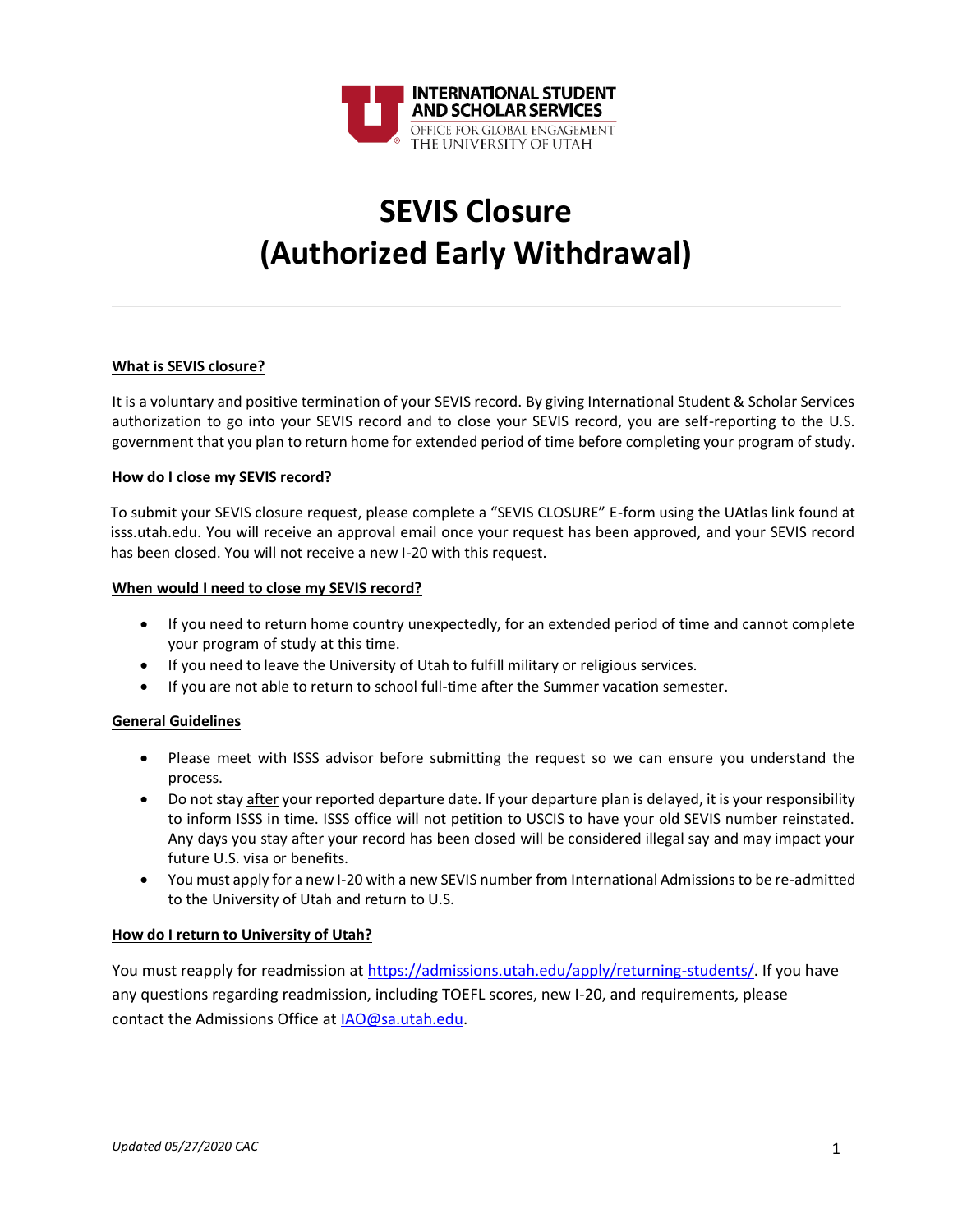# SEVIS Closure (Authorized Early Withdrawal)

---

**What is SEVIS closure?**

It is a voluntary and positive termination of your SEVIS record. By giving International Student & Scholar Services authorization to go into your SEVIS record and to close your SEVIS record, you are self-reporting to the U.S. government that you plan to return home for extended period of time before completing your program of study.

**How do I close my SEVIS record?**

To submit your SEVIS closure request, please complete a "SEVIS CLOSURE" E-form using the UAtlas link found at isss.utah.edu. You will receive an approval email once your request has been approved, and your SEVIS record has been closed. You will not receive a new I-20 with this request.

**When would I need to close my SEVIS record?**

- If you need to return home country unexpectedly, for an extended period of time and cannot complete your program of study at this time.
- If you need to leave the University of Utah to fulfill military or religious services.
- If you are not able to return to school full-time after the Summer vacation semester.

**General Guidelines**

- Please meet with ISSS advisor before submitting the request so we can ensure you understand the process.
- Do not stay after your reported departure date. If your departure plan is delayed, it is your responsibility to inform ISSS in time. ISSS office will not petition to USCIS to have your old SEVIS number reinstated. Any days you stay after your record has been closed will be considered illegal say and may impact your future U.S. visa or benefits.
- You must apply for a new I-20 with a new SEVIS number from International Admissions to be re-admitted to the University of Utah and return to U.S.

**How do I return to University of Utah?**

You must reapply for readmission at https://admissions.utah.edu/apply/returning-students/. If you have any questions regarding readmission, including TOEFL scores, new I-20, and requirements, please contact the Admissions Office at IAO@sa.utah.edu.

*Updated 05/27/2020 CAC*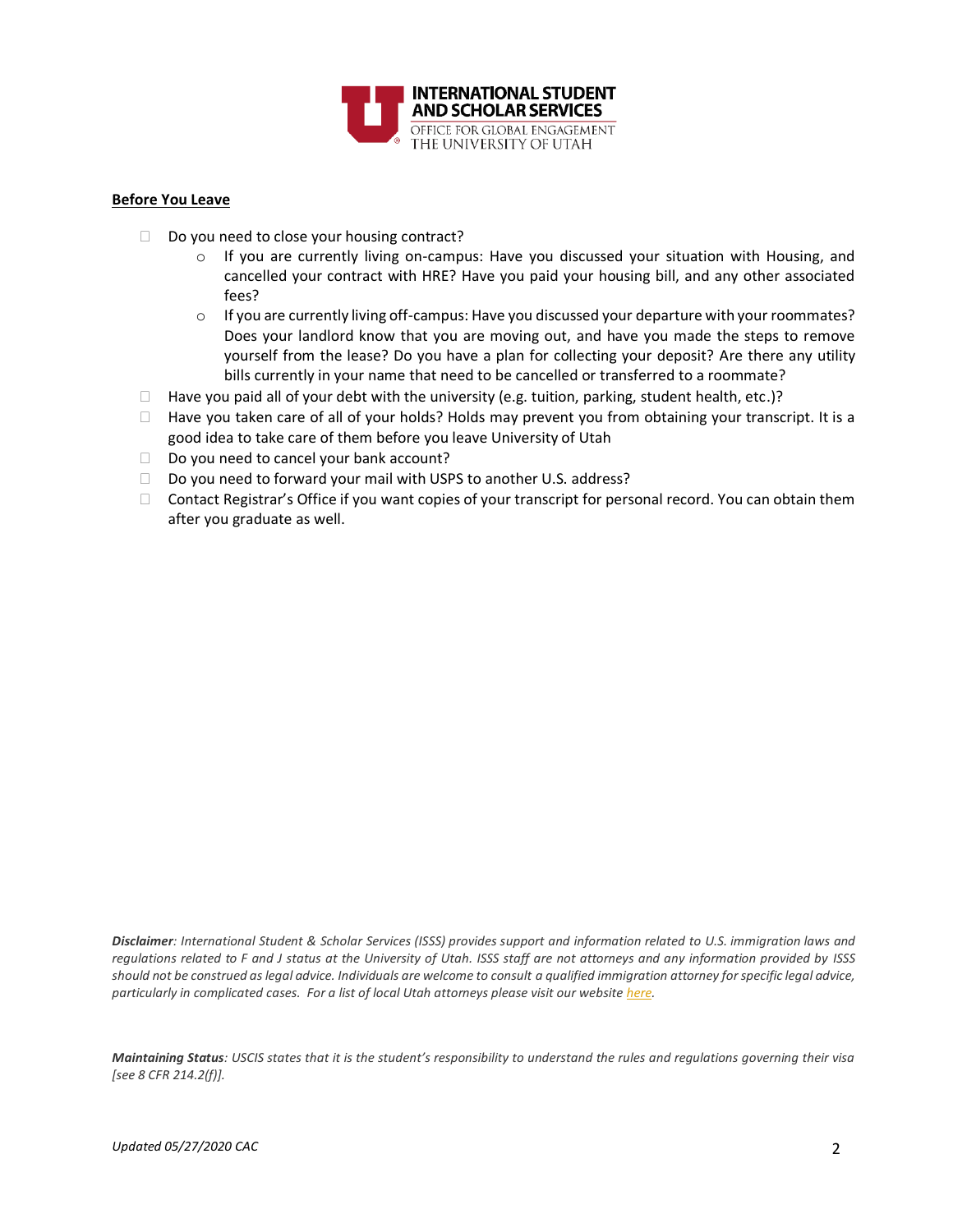**Before You Leave**

- Do you need to close your housing contract?
  - If you are currently living on-campus: Have you discussed your situation with Housing, and cancelled your contract with HRE? Have you paid your housing bill, and any other associated fees?
  - If you are currently living off-campus: Have you discussed your departure with your roommates? Does your landlord know that you are moving out, and have you made the steps to remove yourself from the lease? Do you have a plan for collecting your deposit? Are there any utility bills currently in your name that need to be cancelled or transferred to a roommate?
- Have you paid all of your debt with the university (e.g. tuition, parking, student health, etc.)?
- Have you taken care of all of your holds? Holds may prevent you from obtaining your transcript. It is a good idea to take care of them before you leave University of Utah
- Do you need to cancel your bank account?
- Do you need to forward your mail with USPS to another U.S. address?
- Contact Registrar's Office if you want copies of your transcript for personal record. You can obtain them after you graduate as well.

***Disclaimer**: International Student & Scholar Services (ISSS) provides support and information related to U.S. immigration laws and regulations related to F and J status at the University of Utah. ISSS staff are not attorneys and any information provided by ISSS should not be construed as legal advice. Individuals are welcome to consult a qualified immigration attorney for specific legal advice, particularly in complicated cases. For a list of local Utah attorneys please visit our website here.*

***Maintaining Status**: USCIS states that it is the student's responsibility to understand the rules and regulations governing their visa [see 8 CFR 214.2(f)].*

*Updated 05/27/2020 CAC*